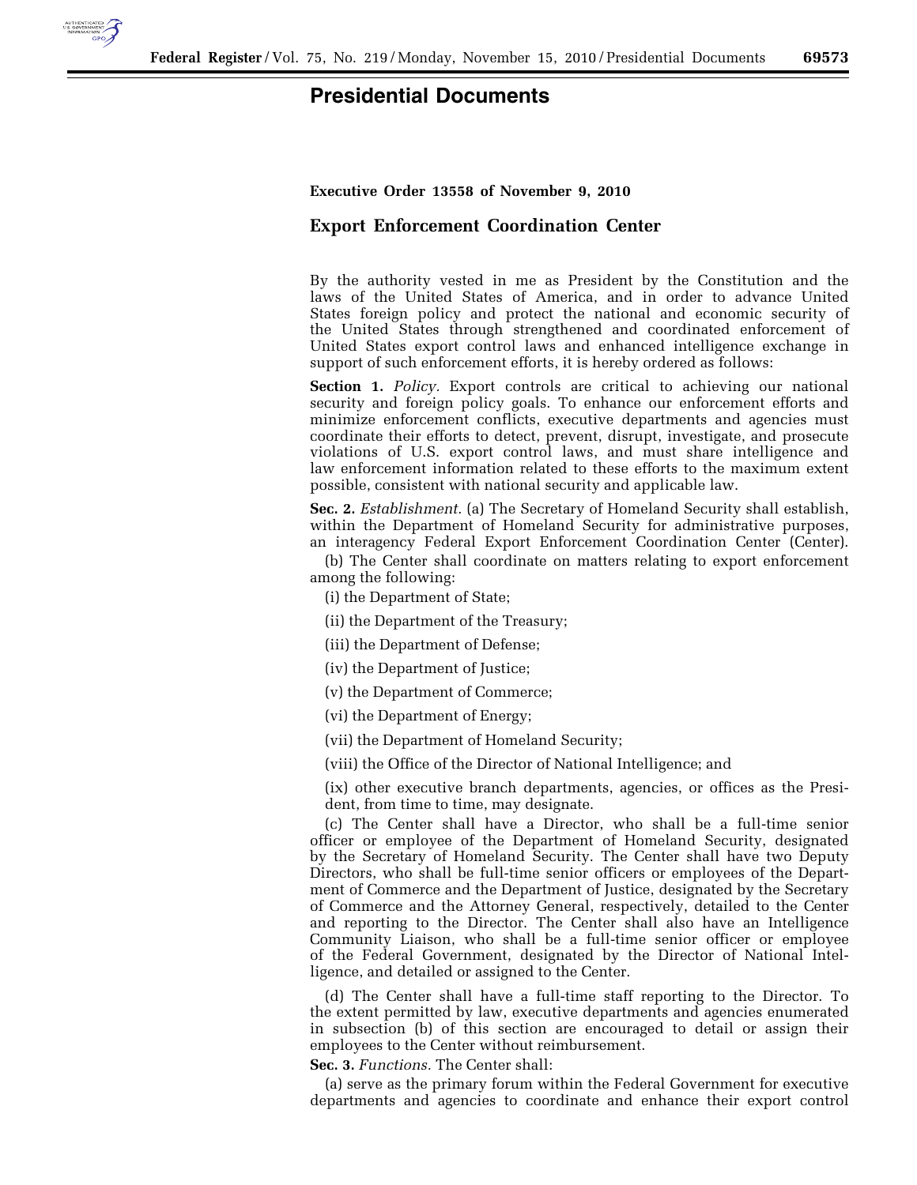# Presidential Documents

**Executive Order 13558 of November 9, 2010**

## Export Enforcement Coordination Center

By the authority vested in me as President by the Constitution and the laws of the United States of America, and in order to advance United States foreign policy and protect the national and economic security of the United States through strengthened and coordinated enforcement of United States export control laws and enhanced intelligence exchange in support of such enforcement efforts, it is hereby ordered as follows:

**Section 1.** *Policy.* Export controls are critical to achieving our national security and foreign policy goals. To enhance our enforcement efforts and minimize enforcement conflicts, executive departments and agencies must coordinate their efforts to detect, prevent, disrupt, investigate, and prosecute violations of U.S. export control laws, and must share intelligence and law enforcement information related to these efforts to the maximum extent possible, consistent with national security and applicable law.

**Sec. 2.** *Establishment.* (a) The Secretary of Homeland Security shall establish, within the Department of Homeland Security for administrative purposes, an interagency Federal Export Enforcement Coordination Center (Center).

(b) The Center shall coordinate on matters relating to export enforcement among the following:

(i) the Department of State;

(ii) the Department of the Treasury;

(iii) the Department of Defense;

(iv) the Department of Justice;

(v) the Department of Commerce;

(vi) the Department of Energy;

(vii) the Department of Homeland Security;

(viii) the Office of the Director of National Intelligence; and

(ix) other executive branch departments, agencies, or offices as the President, from time to time, may designate.

(c) The Center shall have a Director, who shall be a full-time senior officer or employee of the Department of Homeland Security, designated by the Secretary of Homeland Security. The Center shall have two Deputy Directors, who shall be full-time senior officers or employees of the Department of Commerce and the Department of Justice, designated by the Secretary of Commerce and the Attorney General, respectively, detailed to the Center and reporting to the Director. The Center shall also have an Intelligence Community Liaison, who shall be a full-time senior officer or employee of the Federal Government, designated by the Director of National Intelligence, and detailed or assigned to the Center.

(d) The Center shall have a full-time staff reporting to the Director. To the extent permitted by law, executive departments and agencies enumerated in subsection (b) of this section are encouraged to detail or assign their employees to the Center without reimbursement.

**Sec. 3.** *Functions.* The Center shall:

(a) serve as the primary forum within the Federal Government for executive departments and agencies to coordinate and enhance their export control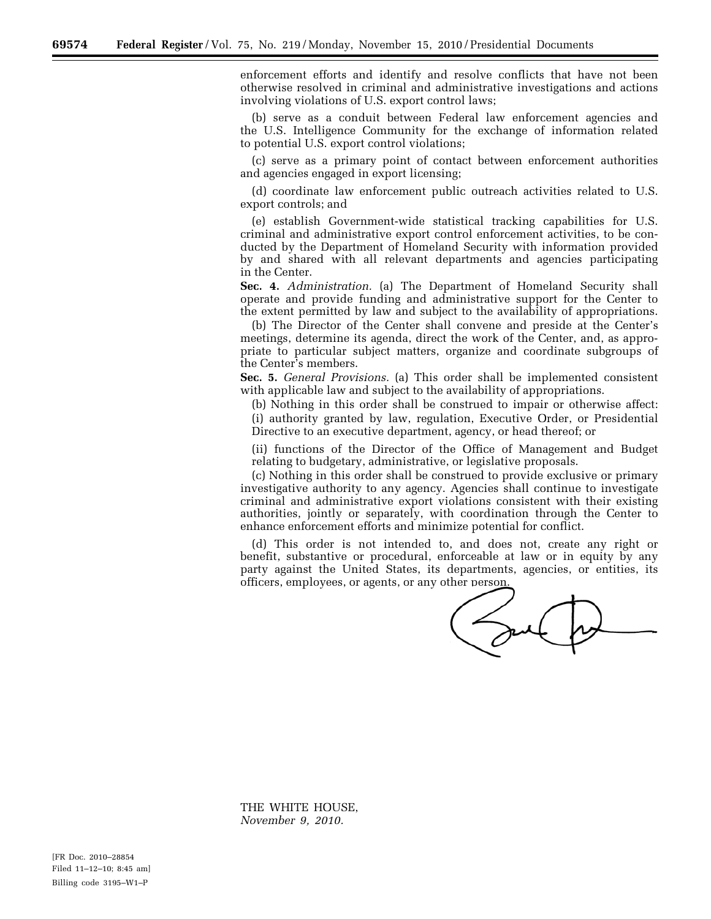enforcement efforts and identify and resolve conflicts that have not been otherwise resolved in criminal and administrative investigations and actions involving violations of U.S. export control laws;

(b) serve as a conduit between Federal law enforcement agencies and the U.S. Intelligence Community for the exchange of information related to potential U.S. export control violations;

(c) serve as a primary point of contact between enforcement authorities and agencies engaged in export licensing;

(d) coordinate law enforcement public outreach activities related to U.S. export controls; and

(e) establish Government-wide statistical tracking capabilities for U.S. criminal and administrative export control enforcement activities, to be conducted by the Department of Homeland Security with information provided by and shared with all relevant departments and agencies participating in the Center.

**Sec. 4.** *Administration.* (a) The Department of Homeland Security shall operate and provide funding and administrative support for the Center to the extent permitted by law and subject to the availability of appropriations.

(b) The Director of the Center shall convene and preside at the Center's meetings, determine its agenda, direct the work of the Center, and, as appropriate to particular subject matters, organize and coordinate subgroups of the Center's members.

**Sec. 5.** *General Provisions.* (a) This order shall be implemented consistent with applicable law and subject to the availability of appropriations.

(b) Nothing in this order shall be construed to impair or otherwise affect:

(i) authority granted by law, regulation, Executive Order, or Presidential Directive to an executive department, agency, or head thereof; or

(ii) functions of the Director of the Office of Management and Budget relating to budgetary, administrative, or legislative proposals.

(c) Nothing in this order shall be construed to provide exclusive or primary investigative authority to any agency. Agencies shall continue to investigate criminal and administrative export violations consistent with their existing authorities, jointly or separately, with coordination through the Center to enhance enforcement efforts and minimize potential for conflict.

(d) This order is not intended to, and does not, create any right or benefit, substantive or procedural, enforceable at law or in equity by any party against the United States, its departments, agencies, or entities, its officers, employees, or agents, or any other person.

THE WHITE HOUSE,
*November 9, 2010.*

[FR Doc. 2010–28854
Filed 11–12–10; 8:45 am]
Billing code 3195–W1–P